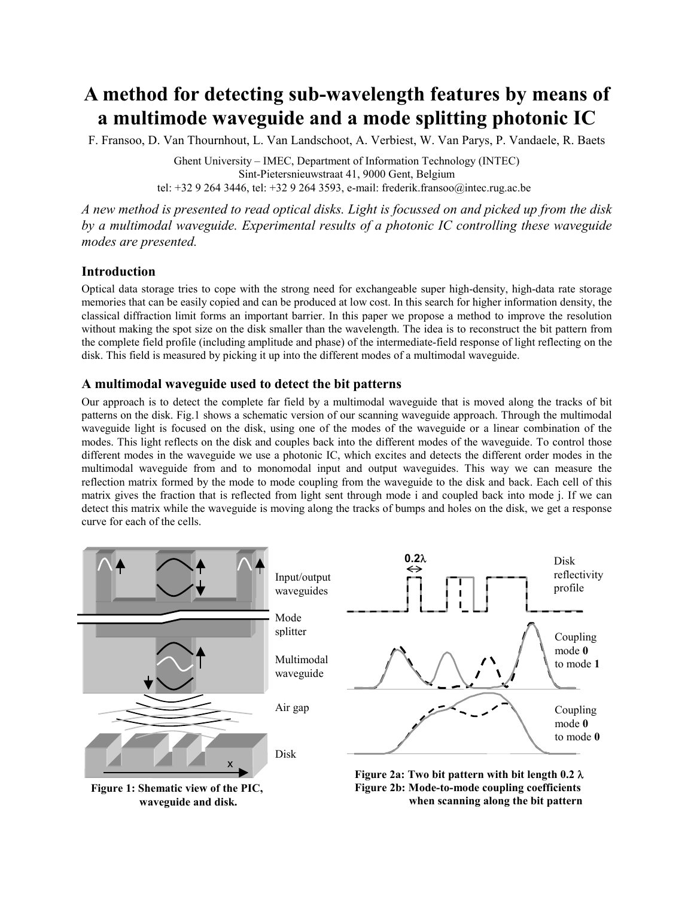# A method for detecting sub-wavelength features by means of a multimode waveguide and a mode splitting photonic IC

F. Fransoo, D. Van Thournhout, L. Van Landschoot, A. Verbiest, W. Van Parys, P. Vandaele, R. Baets

Ghent University – IMEC, Department of Information Technology (INTEC)
Sint-Pietersnieuwstraat 41, 9000 Gent, Belgium
tel: +32 9 264 3446, tel: +32 9 264 3593, e-mail: frederik.fransoo@intec.rug.ac.be

*A new method is presented to read optical disks. Light is focussed on and picked up from the disk by a multimodal waveguide. Experimental results of a photonic IC controlling these waveguide modes are presented.*

## Introduction

Optical data storage tries to cope with the strong need for exchangeable super high-density, high-data rate storage memories that can be easily copied and can be produced at low cost. In this search for higher information density, the classical diffraction limit forms an important barrier. In this paper we propose a method to improve the resolution without making the spot size on the disk smaller than the wavelength. The idea is to reconstruct the bit pattern from the complete field profile (including amplitude and phase) of the intermediate-field response of light reflecting on the disk. This field is measured by picking it up into the different modes of a multimodal waveguide.

## A multimodal waveguide used to detect the bit patterns

Our approach is to detect the complete far field by a multimodal waveguide that is moved along the tracks of bit patterns on the disk. Fig.1 shows a schematic version of our scanning waveguide approach. Through the multimodal waveguide light is focused on the disk, using one of the modes of the waveguide or a linear combination of the modes. This light reflects on the disk and couples back into the different modes of the waveguide. To control those different modes in the waveguide we use a photonic IC, which excites and detects the different order modes in the multimodal waveguide from and to monomodal input and output waveguides. This way we can measure the reflection matrix formed by the mode to mode coupling from the waveguide to the disk and back. Each cell of this matrix gives the fraction that is reflected from light sent through mode i and coupled back into mode j. If we can detect this matrix while the waveguide is moving along the tracks of bumps and holes on the disk, we get a response curve for each of the cells.

**Figure 1: Shematic view of the PIC, waveguide and disk.**

**Figure 2a: Two bit pattern with bit length 0.2 $\lambda$**
**Figure 2b: Mode-to-mode coupling coefficients when scanning along the bit pattern**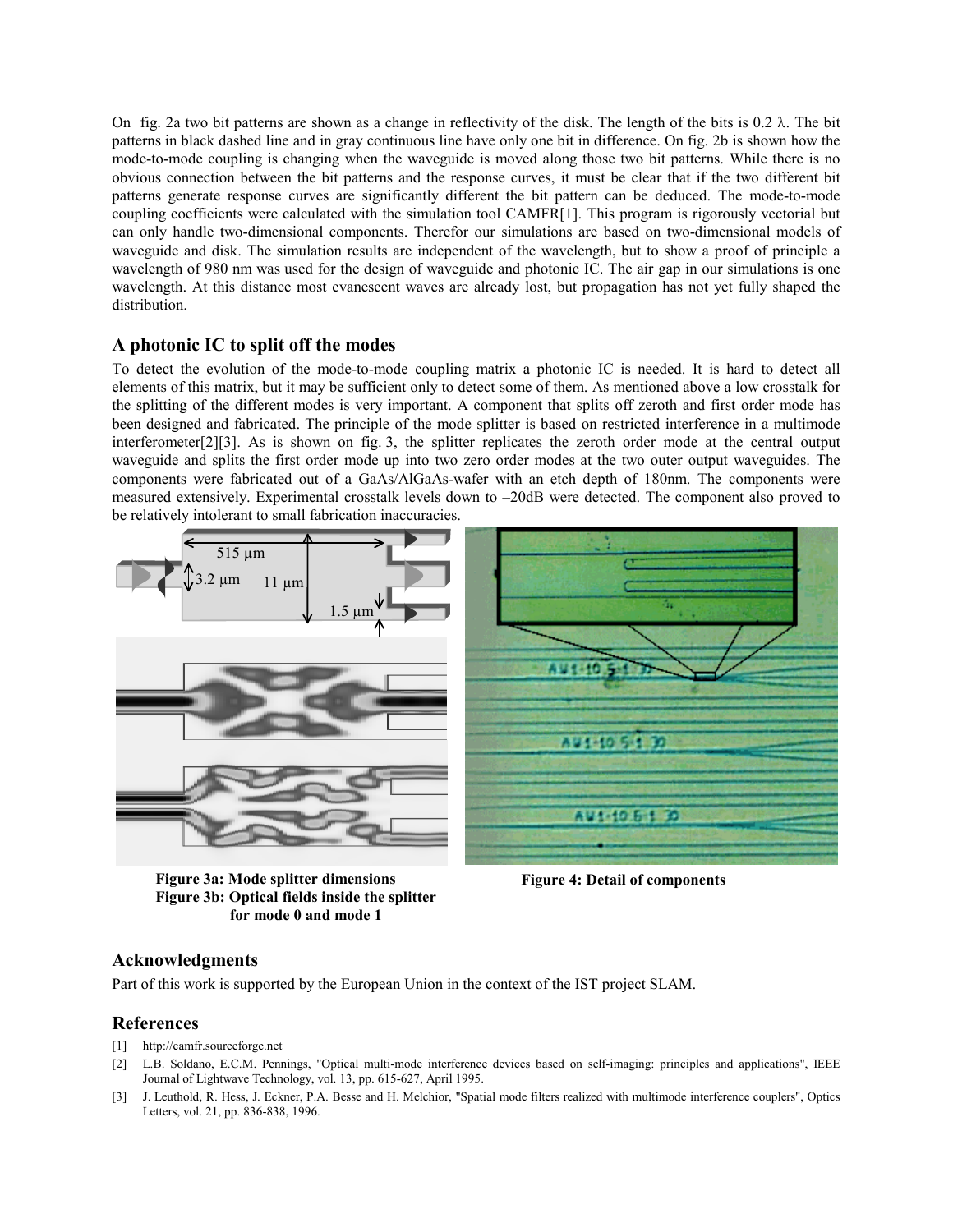On fig. 2a two bit patterns are shown as a change in reflectivity of the disk. The length of the bits is 0.2 λ. The bit patterns in black dashed line and in gray continuous line have only one bit in difference. On fig. 2b is shown how the mode-to-mode coupling is changing when the waveguide is moved along those two bit patterns. While there is no obvious connection between the bit patterns and the response curves, it must be clear that if the two different bit patterns generate response curves are significantly different the bit pattern can be deduced. The mode-to-mode coupling coefficients were calculated with the simulation tool CAMFR[1]. This program is rigorously vectorial but can only handle two-dimensional components. Therefor our simulations are based on two-dimensional models of waveguide and disk. The simulation results are independent of the wavelength, but to show a proof of principle a wavelength of 980 nm was used for the design of waveguide and photonic IC. The air gap in our simulations is one wavelength. At this distance most evanescent waves are already lost, but propagation has not yet fully shaped the distribution.

## A photonic IC to split off the modes

To detect the evolution of the mode-to-mode coupling matrix a photonic IC is needed. It is hard to detect all elements of this matrix, but it may be sufficient only to detect some of them. As mentioned above a low crosstalk for the splitting of the different modes is very important. A component that splits off zeroth and first order mode has been designed and fabricated. The principle of the mode splitter is based on restricted interference in a multimode interferometer[2][3]. As is shown on fig. 3, the splitter replicates the zeroth order mode at the central output waveguide and splits the first order mode up into two zero order modes at the two outer output waveguides. The components were fabricated out of a GaAs/AlGaAs-wafer with an etch depth of 180nm. The components were measured extensively. Experimental crosstalk levels down to –20dB were detected. The component also proved to be relatively intolerant to small fabrication inaccuracies.

515 µm

3.2 µm

11 µm

1.5 µm

**Figure 3a: Mode splitter dimensions**
**Figure 3b: Optical fields inside the splitter for mode 0 and mode 1**

**Figure 4: Detail of components**

## Acknowledgments

Part of this work is supported by the European Union in the context of the IST project SLAM.

## References

[1] http://camfr.sourceforge.net

[2] L.B. Soldano, E.C.M. Pennings, "Optical multi-mode interference devices based on self-imaging: principles and applications", IEEE Journal of Lightwave Technology, vol. 13, pp. 615-627, April 1995.

[3] J. Leuthold, R. Hess, J. Eckner, P.A. Besse and H. Melchior, "Spatial mode filters realized with multimode interference couplers", Optics Letters, vol. 21, pp. 836-838, 1996.